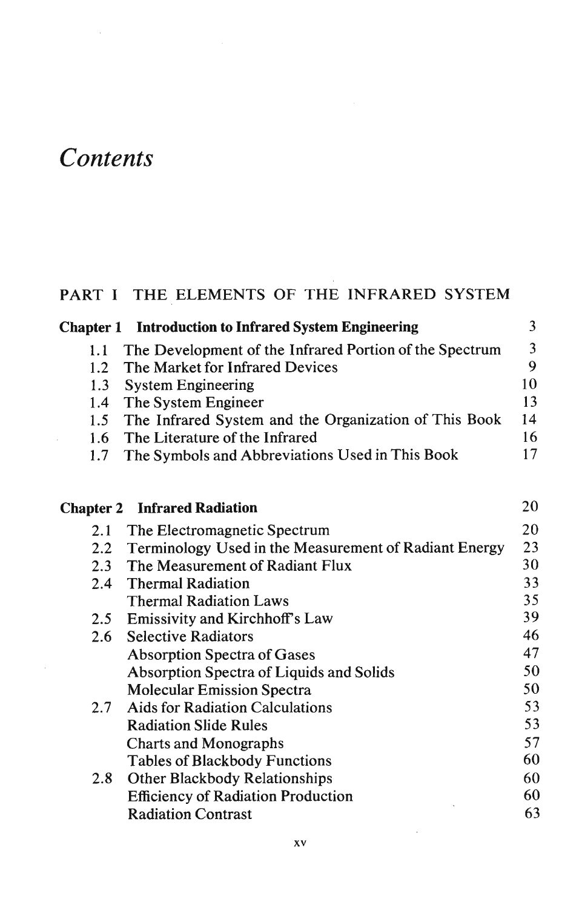# *Contents*

## PART I THE ELEMENTS OF THE INFRARED SYSTEM

**Chapter 1 Introduction to Infrared System Engineering** 3

- 1.1 The Development of the Infrared Portion of the Spectrum 3
- 1.2 The Market for Infrared Devices 9
- 1.3 System Engineering 10
- 1.4 The System Engineer 13
- 1.5 The Infrared System and the Organization of This Book 14
- 1.6 The Literature of the Infrared 16
- 1.7 The Symbols and Abbreviations Used in This Book 17

**Chapter 2 Infrared Radiation** 20

- 2.1 The Electromagnetic Spectrum 20
- 2.2 Terminology Used in the Measurement of Radiant Energy 23
- 2.3 The Measurement of Radiant Flux 30
- 2.4 Thermal Radiation 33
  - Thermal Radiation Laws 35
- 2.5 Emissivity and Kirchhoff's Law 39
- 2.6 Selective Radiators 46
  - Absorption Spectra of Gases 47
  - Absorption Spectra of Liquids and Solids 50
  - Molecular Emission Spectra 50
- 2.7 Aids for Radiation Calculations 53
  - Radiation Slide Rules 53
  - Charts and Monographs 57
  - Tables of Blackbody Functions 60
- 2.8 Other Blackbody Relationships 60
  - Efficiency of Radiation Production 60
  - Radiation Contrast 63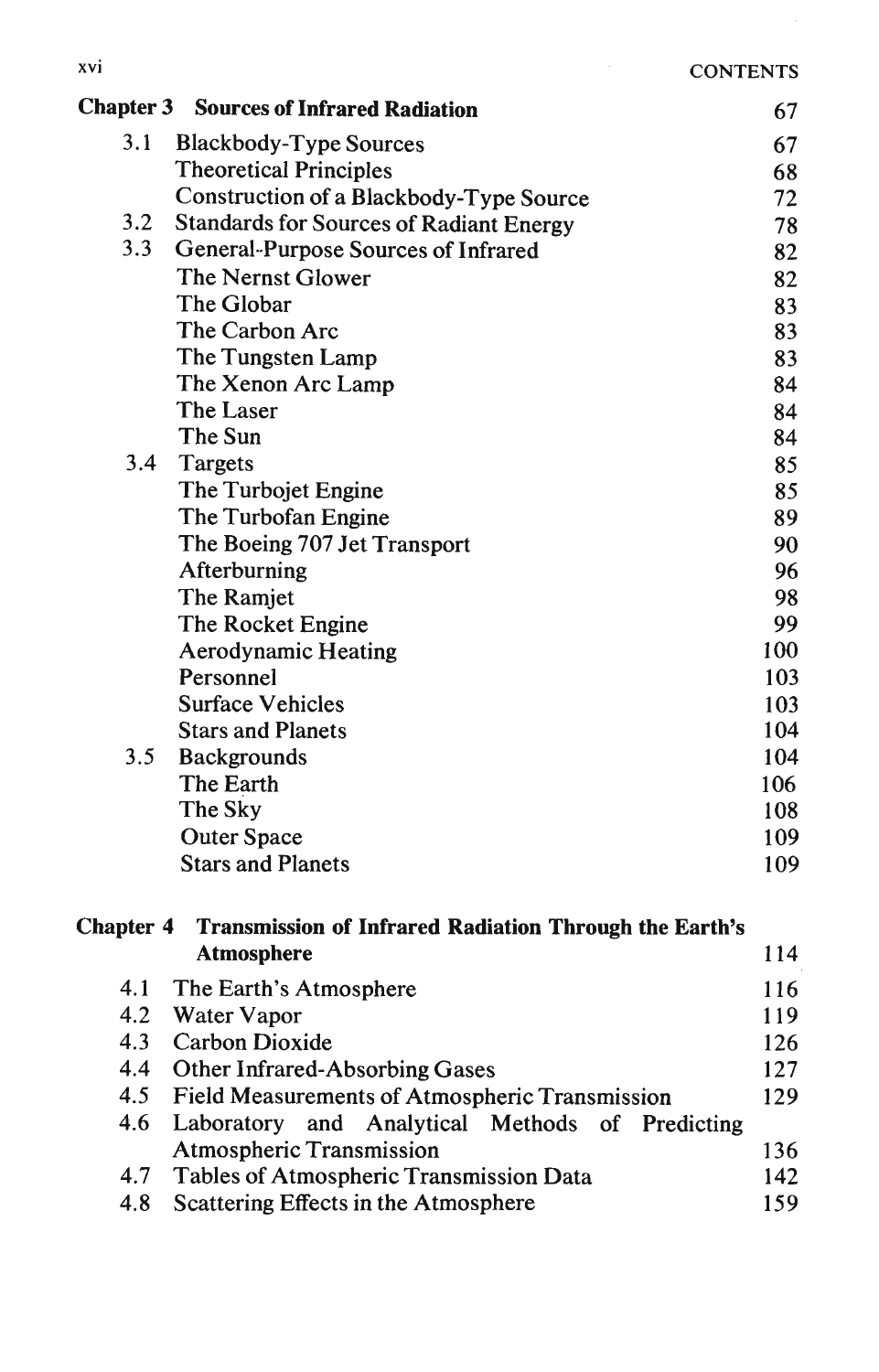| | | |
|---|---|---|
| **Chapter 3** | **Sources of Infrared Radiation** | 67 |
| 3.1 | Blackbody-Type Sources | 67 |
| | Theoretical Principles | 68 |
| | Construction of a Blackbody-Type Source | 72 |
| 3.2 | Standards for Sources of Radiant Energy | 78 |
| 3.3 | General-Purpose Sources of Infrared | 82 |
| | The Nernst Glower | 82 |
| | The Globar | 83 |
| | The Carbon Arc | 83 |
| | The Tungsten Lamp | 83 |
| | The Xenon Arc Lamp | 84 |
| | The Laser | 84 |
| | The Sun | 84 |
| 3.4 | Targets | 85 |
| | The Turbojet Engine | 85 |
| | The Turbofan Engine | 89 |
| | The Boeing 707 Jet Transport | 90 |
| | Afterburning | 96 |
| | The Ramjet | 98 |
| | The Rocket Engine | 99 |
| | Aerodynamic Heating | 100 |
| | Personnel | 103 |
| | Surface Vehicles | 103 |
| | Stars and Planets | 104 |
| 3.5 | Backgrounds | 104 |
| | The Earth | 106 |
| | The Sky | 108 |
| | Outer Space | 109 |
| | Stars and Planets | 109 |
| **Chapter 4** | **Transmission of Infrared Radiation Through the Earth's Atmosphere** | 114 |
| 4.1 | The Earth's Atmosphere | 116 |
| 4.2 | Water Vapor | 119 |
| 4.3 | Carbon Dioxide | 126 |
| 4.4 | Other Infrared-Absorbing Gases | 127 |
| 4.5 | Field Measurements of Atmospheric Transmission | 129 |
| 4.6 | Laboratory and Analytical Methods of Predicting Atmospheric Transmission | 136 |
| 4.7 | Tables of Atmospheric Transmission Data | 142 |
| 4.8 | Scattering Effects in the Atmosphere | 159 |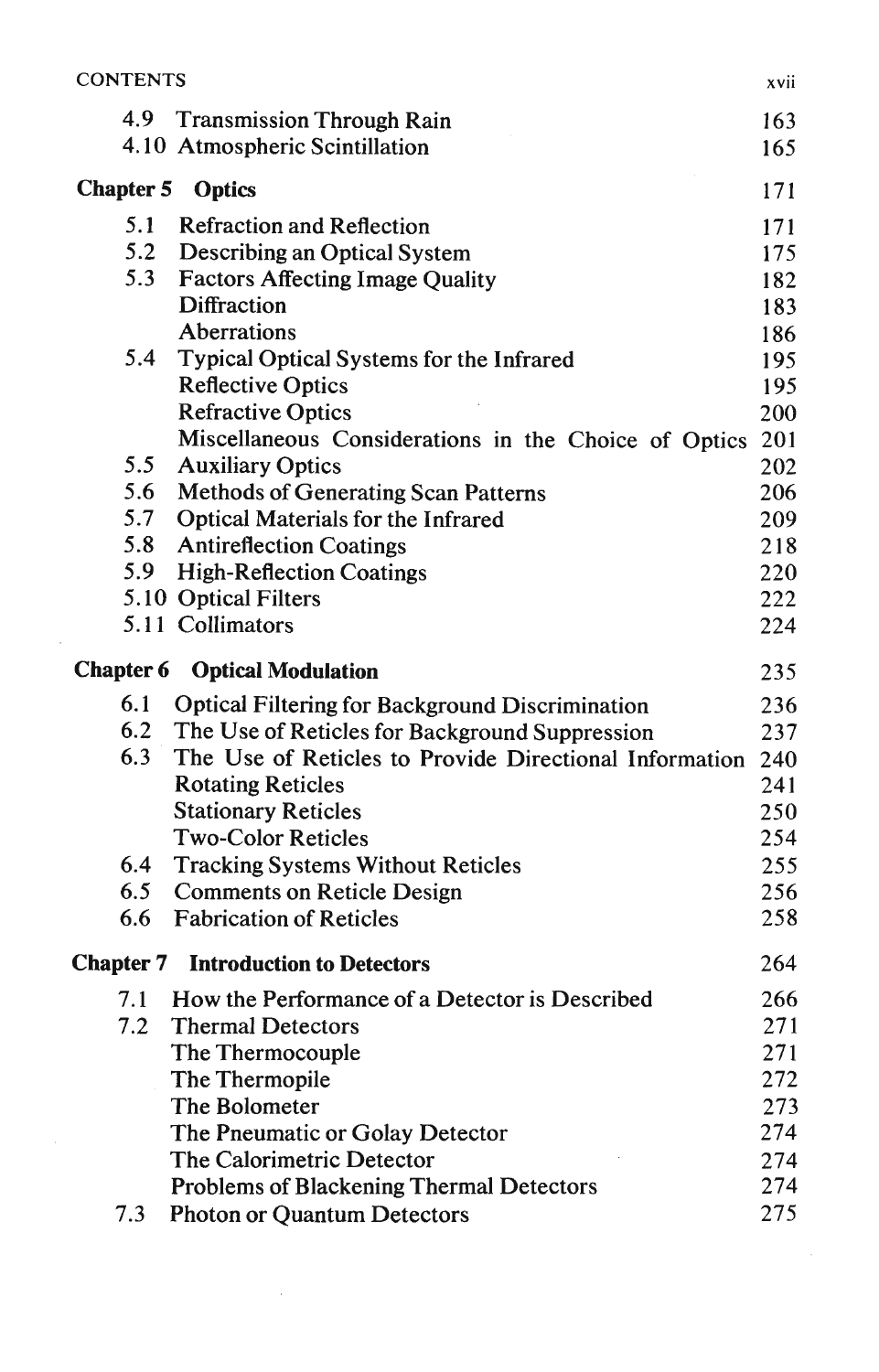| | | |
|---|---|---|
| 4.9 | Transmission Through Rain | 163 |
| 4.10 | Atmospheric Scintillation | 165 |
| **Chapter 5** | **Optics** | 171 |
| 5.1 | Refraction and Reflection | 171 |
| 5.2 | Describing an Optical System | 175 |
| 5.3 | Factors Affecting Image Quality | 182 |
| | Diffraction | 183 |
| | Aberrations | 186 |
| 5.4 | Typical Optical Systems for the Infrared | 195 |
| | Reflective Optics | 195 |
| | Refractive Optics | 200 |
| | Miscellaneous Considerations in the Choice of Optics | 201 |
| 5.5 | Auxiliary Optics | 202 |
| 5.6 | Methods of Generating Scan Patterns | 206 |
| 5.7 | Optical Materials for the Infrared | 209 |
| 5.8 | Antireflection Coatings | 218 |
| 5.9 | High-Reflection Coatings | 220 |
| 5.10 | Optical Filters | 222 |
| 5.11 | Collimators | 224 |
| **Chapter 6** | **Optical Modulation** | 235 |
| 6.1 | Optical Filtering for Background Discrimination | 236 |
| 6.2 | The Use of Reticles for Background Suppression | 237 |
| 6.3 | The Use of Reticles to Provide Directional Information | 240 |
| | Rotating Reticles | 241 |
| | Stationary Reticles | 250 |
| | Two-Color Reticles | 254 |
| 6.4 | Tracking Systems Without Reticles | 255 |
| 6.5 | Comments on Reticle Design | 256 |
| 6.6 | Fabrication of Reticles | 258 |
| **Chapter 7** | **Introduction to Detectors** | 264 |
| 7.1 | How the Performance of a Detector is Described | 266 |
| 7.2 | Thermal Detectors | 271 |
| | The Thermocouple | 271 |
| | The Thermopile | 272 |
| | The Bolometer | 273 |
| | The Pneumatic or Golay Detector | 274 |
| | The Calorimetric Detector | 274 |
| | Problems of Blackening Thermal Detectors | 274 |
| 7.3 | Photon or Quantum Detectors | 275 |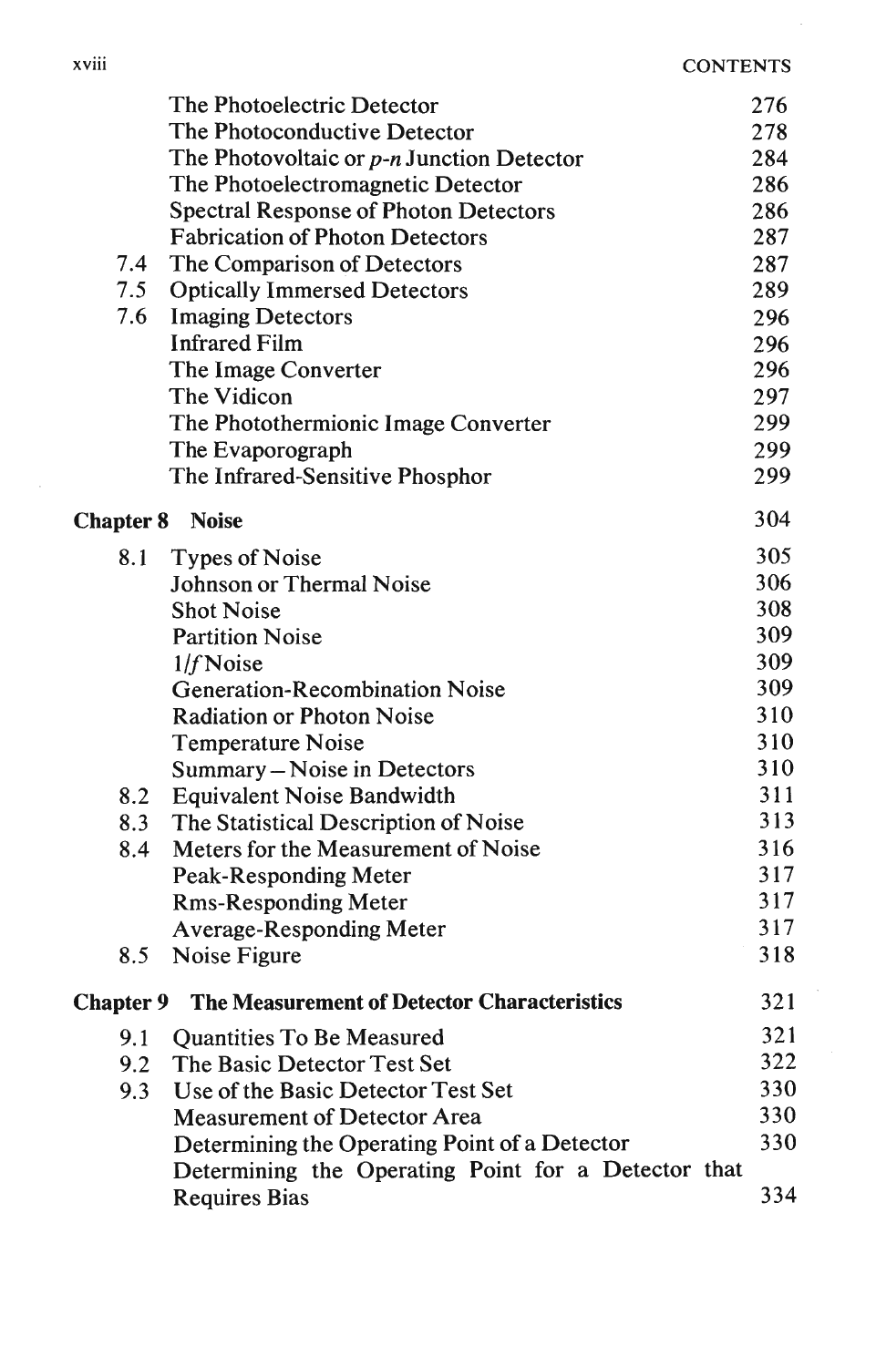| | | |
|---|---|---|
| | The Photoelectric Detector | 276 |
| | The Photoconductive Detector | 278 |
| | The Photovoltaic or *p-n* Junction Detector | 284 |
| | The Photoelectromagnetic Detector | 286 |
| | Spectral Response of Photon Detectors | 286 |
| | Fabrication of Photon Detectors | 287 |
| 7.4 | The Comparison of Detectors | 287 |
| 7.5 | Optically Immersed Detectors | 289 |
| 7.6 | Imaging Detectors | 296 |
| | Infrared Film | 296 |
| | The Image Converter | 296 |
| | The Vidicon | 297 |
| | The Photothermionic Image Converter | 299 |
| | The Evaporograph | 299 |
| | The Infrared-Sensitive Phosphor | 299 |
| **Chapter 8** | **Noise** | 304 |
| 8.1 | Types of Noise | 305 |
| | Johnson or Thermal Noise | 306 |
| | Shot Noise | 308 |
| | Partition Noise | 309 |
| | $1/f$ Noise | 309 |
| | Generation-Recombination Noise | 309 |
| | Radiation or Photon Noise | 310 |
| | Temperature Noise | 310 |
| | Summary – Noise in Detectors | 310 |
| 8.2 | Equivalent Noise Bandwidth | 311 |
| 8.3 | The Statistical Description of Noise | 313 |
| 8.4 | Meters for the Measurement of Noise | 316 |
| | Peak-Responding Meter | 317 |
| | Rms-Responding Meter | 317 |
| | Average-Responding Meter | 317 |
| 8.5 | Noise Figure | 318 |
| **Chapter 9** | **The Measurement of Detector Characteristics** | 321 |
| 9.1 | Quantities To Be Measured | 321 |
| 9.2 | The Basic Detector Test Set | 322 |
| 9.3 | Use of the Basic Detector Test Set | 330 |
| | Measurement of Detector Area | 330 |
| | Determining the Operating Point of a Detector | 330 |
| | Determining the Operating Point for a Detector that Requires Bias | 334 |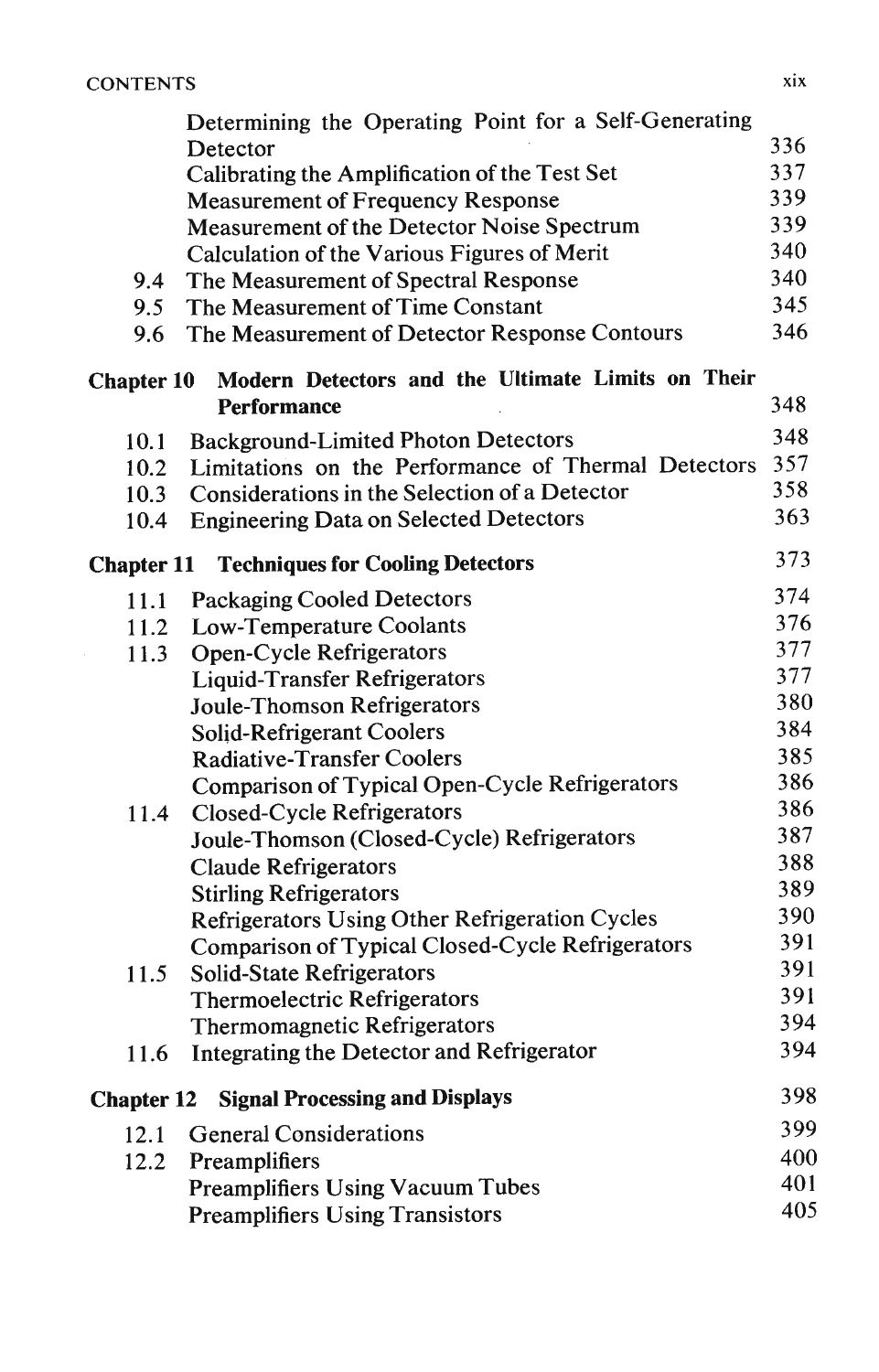| | | |
|---|---|---|
| | Determining the Operating Point for a Self-Generating Detector | 336 |
| | Calibrating the Amplification of the Test Set | 337 |
| | Measurement of Frequency Response | 339 |
| | Measurement of the Detector Noise Spectrum | 339 |
| | Calculation of the Various Figures of Merit | 340 |
| 9.4 | The Measurement of Spectral Response | 340 |
| 9.5 | The Measurement of Time Constant | 345 |
| 9.6 | The Measurement of Detector Response Contours | 346 |

**Chapter 10 Modern Detectors and the Ultimate Limits on Their Performance** 348

| | | |
|---|---|---|
| 10.1 | Background-Limited Photon Detectors | 348 |
| 10.2 | Limitations on the Performance of Thermal Detectors | 357 |
| 10.3 | Considerations in the Selection of a Detector | 358 |
| 10.4 | Engineering Data on Selected Detectors | 363 |

**Chapter 11 Techniques for Cooling Detectors** 373

| | | |
|---|---|---|
| 11.1 | Packaging Cooled Detectors | 374 |
| 11.2 | Low-Temperature Coolants | 376 |
| 11.3 | Open-Cycle Refrigerators | 377 |
| | Liquid-Transfer Refrigerators | 377 |
| | Joule-Thomson Refrigerators | 380 |
| | Solid-Refrigerant Coolers | 384 |
| | Radiative-Transfer Coolers | 385 |
| | Comparison of Typical Open-Cycle Refrigerators | 386 |
| 11.4 | Closed-Cycle Refrigerators | 386 |
| | Joule-Thomson (Closed-Cycle) Refrigerators | 387 |
| | Claude Refrigerators | 388 |
| | Stirling Refrigerators | 389 |
| | Refrigerators Using Other Refrigeration Cycles | 390 |
| | Comparison of Typical Closed-Cycle Refrigerators | 391 |
| 11.5 | Solid-State Refrigerators | 391 |
| | Thermoelectric Refrigerators | 391 |
| | Thermomagnetic Refrigerators | 394 |
| 11.6 | Integrating the Detector and Refrigerator | 394 |

**Chapter 12 Signal Processing and Displays** 398

| | | |
|---|---|---|
| 12.1 | General Considerations | 399 |
| 12.2 | Preamplifiers | 400 |
| | Preamplifiers Using Vacuum Tubes | 401 |
| | Preamplifiers Using Transistors | 405 |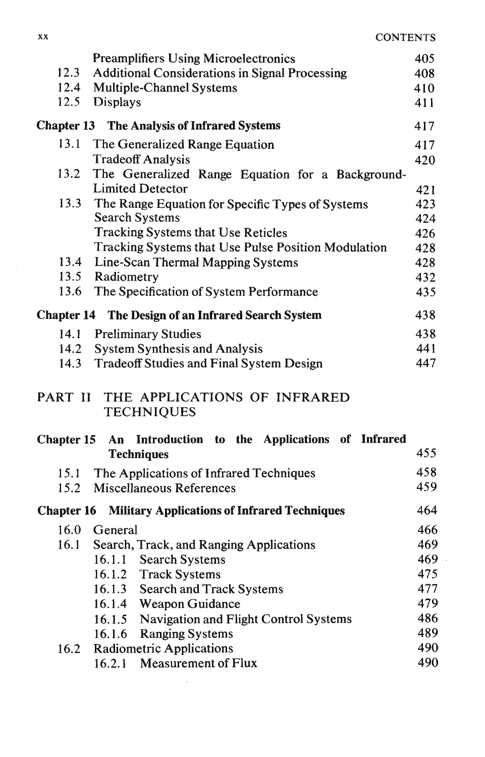| | | |
|---|---|---|
| | Preamplifiers Using Microelectronics | 405 |
| 12.3 | Additional Considerations in Signal Processing | 408 |
| 12.4 | Multiple-Channel Systems | 410 |
| 12.5 | Displays | 411 |

**Chapter 13 The Analysis of Infrared Systems** 417

| | | |
|---|---|---|
| 13.1 | The Generalized Range Equation | 417 |
| | Tradeoff Analysis | 420 |
| 13.2 | The Generalized Range Equation for a Background-Limited Detector | 421 |
| 13.3 | The Range Equation for Specific Types of Systems | 423 |
| | Search Systems | 424 |
| | Tracking Systems that Use Reticles | 426 |
| | Tracking Systems that Use Pulse Position Modulation | 428 |
| 13.4 | Line-Scan Thermal Mapping Systems | 428 |
| 13.5 | Radiometry | 432 |
| 13.6 | The Specification of System Performance | 435 |

**Chapter 14 The Design of an Infrared Search System** 438

| | | |
|---|---|---|
| 14.1 | Preliminary Studies | 438 |
| 14.2 | System Synthesis and Analysis | 441 |
| 14.3 | Tradeoff Studies and Final System Design | 447 |

## PART II THE APPLICATIONS OF INFRARED TECHNIQUES

**Chapter 15 An Introduction to the Applications of Infrared Techniques** 455

| | | |
|---|---|---|
| 15.1 | The Applications of Infrared Techniques | 458 |
| 15.2 | Miscellaneous References | 459 |

**Chapter 16 Military Applications of Infrared Techniques** 464

| | | |
|---|---|---|
| 16.0 | General | 466 |
| 16.1 | Search, Track, and Ranging Applications | 469 |
| | 16.1.1 Search Systems | 469 |
| | 16.1.2 Track Systems | 475 |
| | 16.1.3 Search and Track Systems | 477 |
| | 16.1.4 Weapon Guidance | 479 |
| | 16.1.5 Navigation and Flight Control Systems | 486 |
| | 16.1.6 Ranging Systems | 489 |
| 16.2 | Radiometric Applications | 490 |
| | 16.2.1 Measurement of Flux | 490 |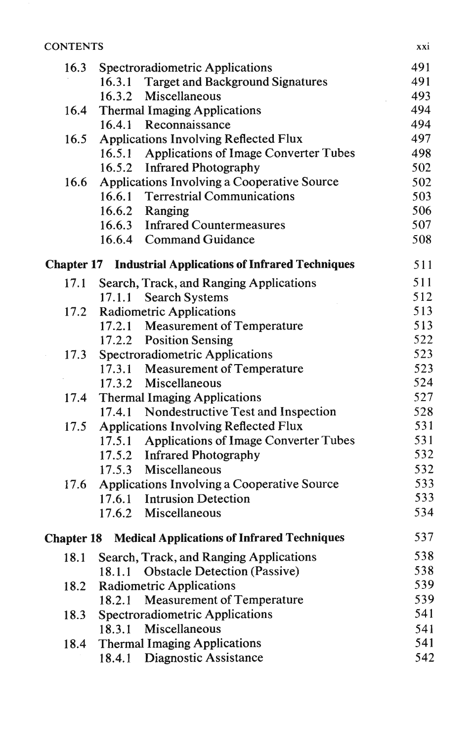| | | |
|---|---|---|
| 16.3 | Spectroradiometric Applications | 491 |
| | 16.3.1 Target and Background Signatures | 491 |
| | 16.3.2 Miscellaneous | 493 |
| 16.4 | Thermal Imaging Applications | 494 |
| | 16.4.1 Reconnaissance | 494 |
| 16.5 | Applications Involving Reflected Flux | 497 |
| | 16.5.1 Applications of Image Converter Tubes | 498 |
| | 16.5.2 Infrared Photography | 502 |
| 16.6 | Applications Involving a Cooperative Source | 502 |
| | 16.6.1 Terrestrial Communications | 503 |
| | 16.6.2 Ranging | 506 |
| | 16.6.3 Infrared Countermeasures | 507 |
| | 16.6.4 Command Guidance | 508 |
| **Chapter 17** | **Industrial Applications of Infrared Techniques** | 511 |
| 17.1 | Search, Track, and Ranging Applications | 511 |
| | 17.1.1 Search Systems | 512 |
| 17.2 | Radiometric Applications | 513 |
| | 17.2.1 Measurement of Temperature | 513 |
| | 17.2.2 Position Sensing | 522 |
| 17.3 | Spectroradiometric Applications | 523 |
| | 17.3.1 Measurement of Temperature | 523 |
| | 17.3.2 Miscellaneous | 524 |
| 17.4 | Thermal Imaging Applications | 527 |
| | 17.4.1 Nondestructive Test and Inspection | 528 |
| 17.5 | Applications Involving Reflected Flux | 531 |
| | 17.5.1 Applications of Image Converter Tubes | 531 |
| | 17.5.2 Infrared Photography | 532 |
| | 17.5.3 Miscellaneous | 532 |
| 17.6 | Applications Involving a Cooperative Source | 533 |
| | 17.6.1 Intrusion Detection | 533 |
| | 17.6.2 Miscellaneous | 534 |
| **Chapter 18** | **Medical Applications of Infrared Techniques** | 537 |
| 18.1 | Search, Track, and Ranging Applications | 538 |
| | 18.1.1 Obstacle Detection (Passive) | 538 |
| 18.2 | Radiometric Applications | 539 |
| | 18.2.1 Measurement of Temperature | 539 |
| 18.3 | Spectroradiometric Applications | 541 |
| | 18.3.1 Miscellaneous | 541 |
| 18.4 | Thermal Imaging Applications | 541 |
| | 18.4.1 Diagnostic Assistance | 542 |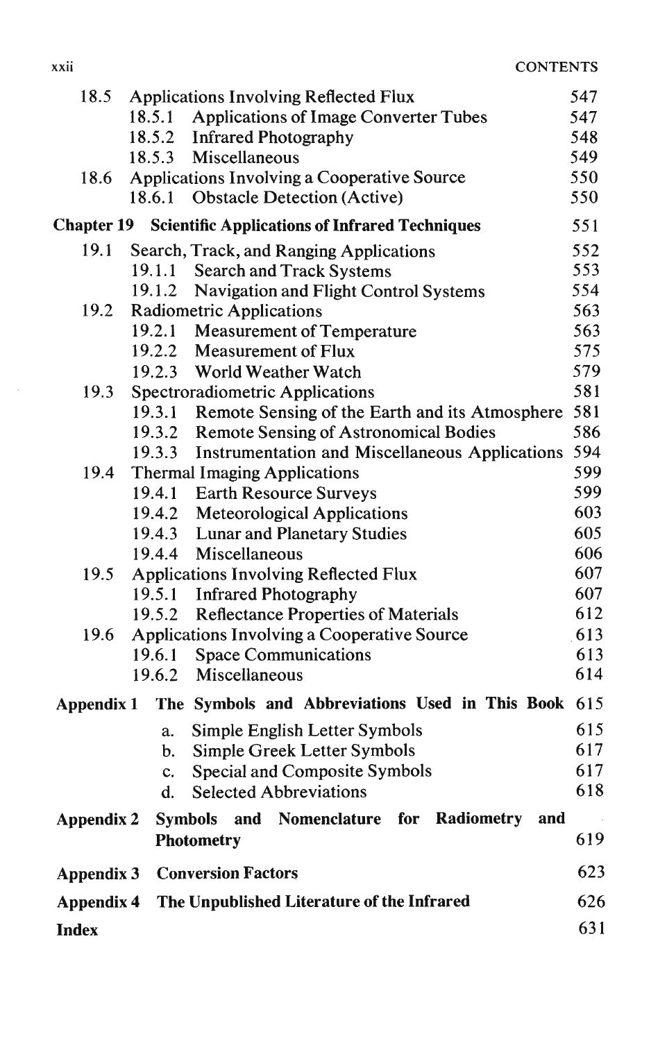| | | |
|---|---|---|
| 18.5 | Applications Involving Reflected Flux | 547 |
| | 18.5.1 Applications of Image Converter Tubes | 547 |
| | 18.5.2 Infrared Photography | 548 |
| | 18.5.3 Miscellaneous | 549 |
| 18.6 | Applications Involving a Cooperative Source | 550 |
| | 18.6.1 Obstacle Detection (Active) | 550 |
| **Chapter 19** | **Scientific Applications of Infrared Techniques** | 551 |
| 19.1 | Search, Track, and Ranging Applications | 552 |
| | 19.1.1 Search and Track Systems | 553 |
| | 19.1.2 Navigation and Flight Control Systems | 554 |
| 19.2 | Radiometric Applications | 563 |
| | 19.2.1 Measurement of Temperature | 563 |
| | 19.2.2 Measurement of Flux | 575 |
| | 19.2.3 World Weather Watch | 579 |
| 19.3 | Spectroradiometric Applications | 581 |
| | 19.3.1 Remote Sensing of the Earth and its Atmosphere | 581 |
| | 19.3.2 Remote Sensing of Astronomical Bodies | 586 |
| | 19.3.3 Instrumentation and Miscellaneous Applications | 594 |
| 19.4 | Thermal Imaging Applications | 599 |
| | 19.4.1 Earth Resource Surveys | 599 |
| | 19.4.2 Meteorological Applications | 603 |
| | 19.4.3 Lunar and Planetary Studies | 605 |
| | 19.4.4 Miscellaneous | 606 |
| 19.5 | Applications Involving Reflected Flux | 607 |
| | 19.5.1 Infrared Photography | 607 |
| | 19.5.2 Reflectance Properties of Materials | 612 |
| 19.6 | Applications Involving a Cooperative Source | 613 |
| | 19.6.1 Space Communications | 613 |
| | 19.6.2 Miscellaneous | 614 |
| **Appendix 1** | **The Symbols and Abbreviations Used in This Book** | 615 |
| | a. Simple English Letter Symbols | 615 |
| | b. Simple Greek Letter Symbols | 617 |
| | c. Special and Composite Symbols | 617 |
| | d. Selected Abbreviations | 618 |
| **Appendix 2** | **Symbols and Nomenclature for Radiometry and Photometry** | 619 |
| **Appendix 3** | **Conversion Factors** | 623 |
| **Appendix 4** | **The Unpublished Literature of the Infrared** | 626 |
| **Index** | | 631 |